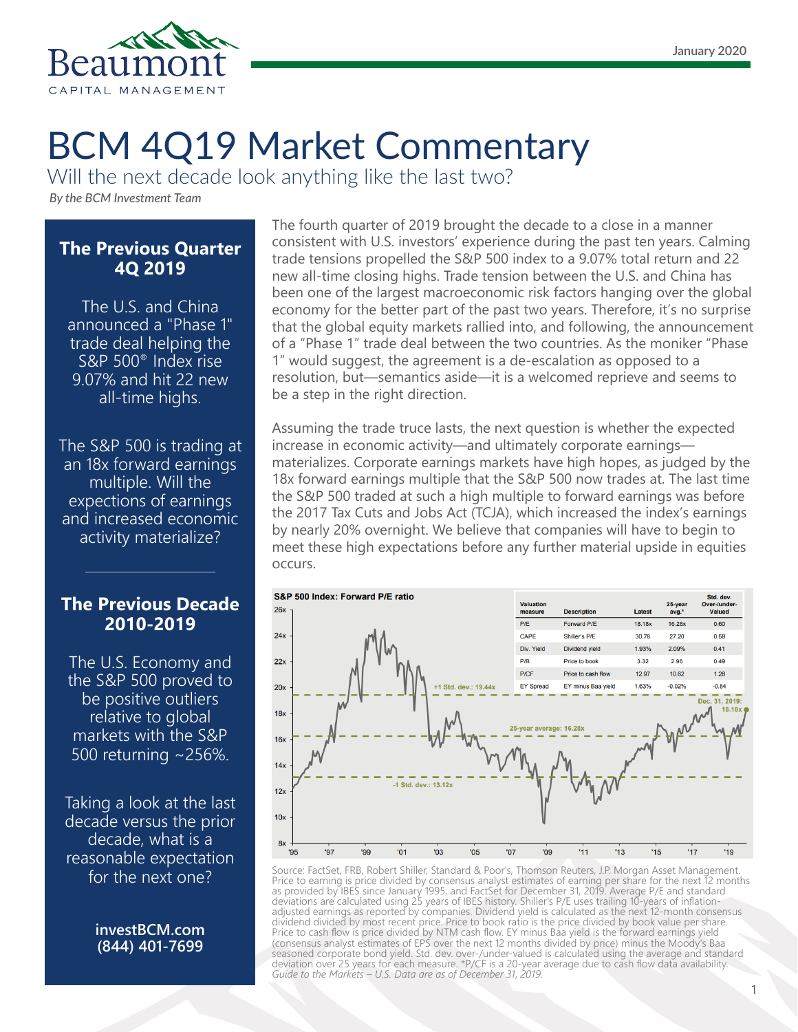Beaumont
CAPITAL MANAGEMENT

January 2020

# BCM 4Q19 Market Commentary

## Will the next decade look anything like the last two?

*By the BCM Investment Team*

### The Previous Quarter 4Q 2019

The U.S. and China announced a "Phase 1" trade deal helping the S&P 500® Index rise 9.07% and hit 22 new all-time highs.

The S&P 500 is trading at an 18x forward earnings multiple. Will the expections of earnings and increased economic activity materialize?

### The Previous Decade 2010-2019

The U.S. Economy and the S&P 500 proved to be positive outliers relative to global markets with the S&P 500 returning ~256%.

Taking a look at the last decade versus the prior decade, what is a reasonable expectation for the next one?

**investBCM.com**
**(844) 401-7699**

The fourth quarter of 2019 brought the decade to a close in a manner consistent with U.S. investors' experience during the past ten years. Calming trade tensions propelled the S&P 500 index to a 9.07% total return and 22 new all-time closing highs. Trade tension between the U.S. and China has been one of the largest macroeconomic risk factors hanging over the global economy for the better part of the past two years. Therefore, it's no surprise that the global equity markets rallied into, and following, the announcement of a "Phase 1" trade deal between the two countries. As the moniker "Phase 1" would suggest, the agreement is a de-escalation as opposed to a resolution, but—semantics aside—it is a welcomed reprieve and seems to be a step in the right direction.

Assuming the trade truce lasts, the next question is whether the expected increase in economic activity—and ultimately corporate earnings—materializes. Corporate earnings markets have high hopes, as judged by the 18x forward earnings multiple that the S&P 500 now trades at. The last time the S&P 500 traded at such a high multiple to forward earnings was before the 2017 Tax Cuts and Jobs Act (TCJA), which increased the index's earnings by nearly 20% overnight. We believe that companies will have to begin to meet these high expectations before any further material upside in equities occurs.

**S&P 500 Index: Forward P/E ratio**

| Valuation measure | Description | Latest | 25-year avg.* | Std. dev. Over-/under-Valued |
|---|---|---|---|---|
| P/E | Forward P/E | 18.18x | 16.28x | 0.60 |
| CAPE | Shiller's P/E | 30.78 | 27.20 | 0.58 |
| Div. Yield | Dividend yield | 1.93% | 2.09% | 0.41 |
| P/B | Price to book | 3.32 | 2.96 | 0.49 |
| P/CF | Price to cash flow | 12.97 | 10.62 | 1.28 |
| EY Spread | EY minus Baa yield | 1.63% | -0.02% | -0.84 |

Chart labels: +1 Std. dev.: 19.44x; 25-year average: 16.28x; -1 Std. dev.: 13.12x; Dec. 31, 2019: 18.18x

Source: FactSet, FRB, Robert Shiller, Standard & Poor's, Thomson Reuters, J.P. Morgan Asset Management. Price to earning is price divided by consensus analyst estimates of earning per share for the next 12 months as provided by IBES since January 1995, and FactSet for December 31, 2019. Average P/E and standard deviations are calculated using 25 years of IBES history. Shiller's P/E uses trailing 10-years of inflation-adjusted earnings as reported by companies. Dividend yield is calculated as the next 12-month consensus dividend divided by most recent price. Price to book ratio is the price divided by book value per share. Price to cash flow is price divided by NTM cash flow. EY minus Baa yield is the forward earnings yield (consensus analyst estimates of EPS over the next 12 months divided by price) minus the Moody's Baa seasoned corporate bond yield. Std. dev. over-/under-valued is calculated using the average and standard deviation over 25 years for each measure. *P/CF is a 20-year average due to cash flow data availability. *Guide to the Markets – U.S. Data are as of December 31, 2019.*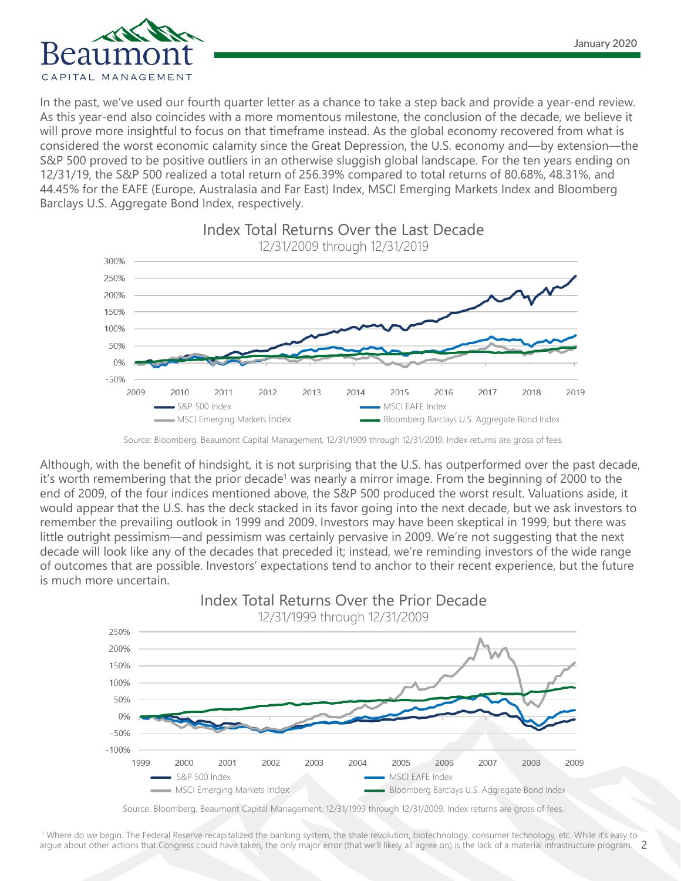In the past, we've used our fourth quarter letter as a chance to take a step back and provide a year-end review. As this year-end also coincides with a more momentous milestone, the conclusion of the decade, we believe it will prove more insightful to focus on that timeframe instead. As the global economy recovered from what is considered the worst economic calamity since the Great Depression, the U.S. economy and—by extension—the S&P 500 proved to be positive outliers in an otherwise sluggish global landscape. For the ten years ending on 12/31/19, the S&P 500 realized a total return of 256.39% compared to total returns of 80.68%, 48.31%, and 44.45% for the EAFE (Europe, Australasia and Far East) Index, MSCI Emerging Markets Index and Bloomberg Barclays U.S. Aggregate Bond Index, respectively.

Index Total Returns Over the Last Decade
12/31/2009 through 12/31/2019

Source: Bloomberg, Beaumont Capital Management, 12/31/1909 through 12/31/2019. Index returns are gross of fees.

Although, with the benefit of hindsight, it is not surprising that the U.S. has outperformed over the past decade, it's worth remembering that the prior decade[1] was nearly a mirror image. From the beginning of 2000 to the end of 2009, of the four indices mentioned above, the S&P 500 produced the worst result. Valuations aside, it would appear that the U.S. has the deck stacked in its favor going into the next decade, but we ask investors to remember the prevailing outlook in 1999 and 2009. Investors may have been skeptical in 1999, but there was little outright pessimism—and pessimism was certainly pervasive in 2009. We're not suggesting that the next decade will look like any of the decades that preceded it; instead, we're reminding investors of the wide range of outcomes that are possible. Investors' expectations tend to anchor to their recent experience, but the future is much more uncertain.

Index Total Returns Over the Prior Decade
12/31/1999 through 12/31/2009

Source: Bloomberg, Beaumont Capital Management, 12/31/1999 through 12/31/2009. Index returns are gross of fees.

[1] Where do we begin. The Federal Reserve recapitalized the banking system, the shale revolution, biotechnology, consumer technology, etc. While it's easy to argue about other actions that Congress could have taken, the only major error (that we'll likely all agree on) is the lack of a material infrastructure program.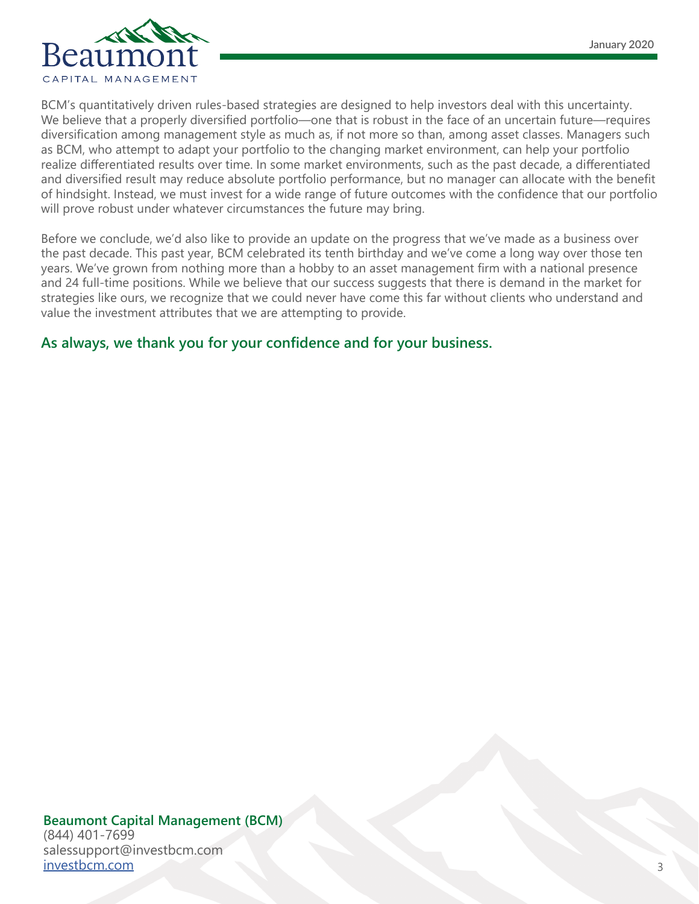BCM's quantitatively driven rules-based strategies are designed to help investors deal with this uncertainty. We believe that a properly diversified portfolio—one that is robust in the face of an uncertain future—requires diversification among management style as much as, if not more so than, among asset classes. Managers such as BCM, who attempt to adapt your portfolio to the changing market environment, can help your portfolio realize differentiated results over time. In some market environments, such as the past decade, a differentiated and diversified result may reduce absolute portfolio performance, but no manager can allocate with the benefit of hindsight. Instead, we must invest for a wide range of future outcomes with the confidence that our portfolio will prove robust under whatever circumstances the future may bring.

Before we conclude, we'd also like to provide an update on the progress that we've made as a business over the past decade. This past year, BCM celebrated its tenth birthday and we've come a long way over those ten years. We've grown from nothing more than a hobby to an asset management firm with a national presence and 24 full-time positions. While we believe that our success suggests that there is demand in the market for strategies like ours, we recognize that we could never have come this far without clients who understand and value the investment attributes that we are attempting to provide.

**As always, we thank you for your confidence and for your business.**

**Beaumont Capital Management (BCM)**
(844) 401-7699
salessupport@investbcm.com
investbcm.com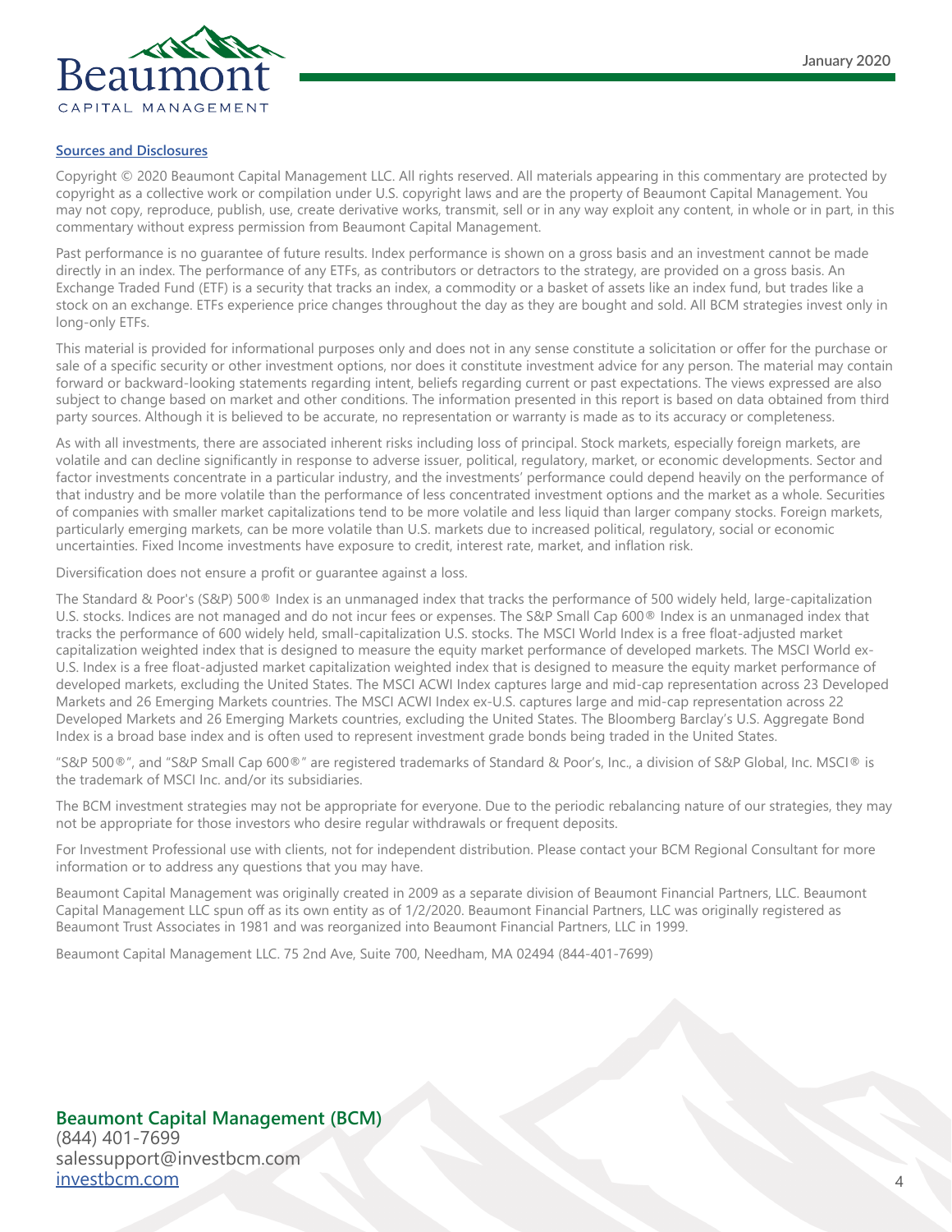## Sources and Disclosures

Copyright © 2020 Beaumont Capital Management LLC. All rights reserved. All materials appearing in this commentary are protected by copyright as a collective work or compilation under U.S. copyright laws and are the property of Beaumont Capital Management. You may not copy, reproduce, publish, use, create derivative works, transmit, sell or in any way exploit any content, in whole or in part, in this commentary without express permission from Beaumont Capital Management.

Past performance is no guarantee of future results. Index performance is shown on a gross basis and an investment cannot be made directly in an index. The performance of any ETFs, as contributors or detractors to the strategy, are provided on a gross basis. An Exchange Traded Fund (ETF) is a security that tracks an index, a commodity or a basket of assets like an index fund, but trades like a stock on an exchange. ETFs experience price changes throughout the day as they are bought and sold. All BCM strategies invest only in long-only ETFs.

This material is provided for informational purposes only and does not in any sense constitute a solicitation or offer for the purchase or sale of a specific security or other investment options, nor does it constitute investment advice for any person. The material may contain forward or backward-looking statements regarding intent, beliefs regarding current or past expectations. The views expressed are also subject to change based on market and other conditions. The information presented in this report is based on data obtained from third party sources. Although it is believed to be accurate, no representation or warranty is made as to its accuracy or completeness.

As with all investments, there are associated inherent risks including loss of principal. Stock markets, especially foreign markets, are volatile and can decline significantly in response to adverse issuer, political, regulatory, market, or economic developments. Sector and factor investments concentrate in a particular industry, and the investments' performance could depend heavily on the performance of that industry and be more volatile than the performance of less concentrated investment options and the market as a whole. Securities of companies with smaller market capitalizations tend to be more volatile and less liquid than larger company stocks. Foreign markets, particularly emerging markets, can be more volatile than U.S. markets due to increased political, regulatory, social or economic uncertainties. Fixed Income investments have exposure to credit, interest rate, market, and inflation risk.

Diversification does not ensure a profit or guarantee against a loss.

The Standard & Poor's (S&P) 500® Index is an unmanaged index that tracks the performance of 500 widely held, large-capitalization U.S. stocks. Indices are not managed and do not incur fees or expenses. The S&P Small Cap 600® Index is an unmanaged index that tracks the performance of 600 widely held, small-capitalization U.S. stocks. The MSCI World Index is a free float-adjusted market capitalization weighted index that is designed to measure the equity market performance of developed markets. The MSCI World ex-U.S. Index is a free float-adjusted market capitalization weighted index that is designed to measure the equity market performance of developed markets, excluding the United States. The MSCI ACWI Index captures large and mid-cap representation across 23 Developed Markets and 26 Emerging Markets countries. The MSCI ACWI Index ex-U.S. captures large and mid-cap representation across 22 Developed Markets and 26 Emerging Markets countries, excluding the United States. The Bloomberg Barclay's U.S. Aggregate Bond Index is a broad base index and is often used to represent investment grade bonds being traded in the United States.

"S&P 500®", and "S&P Small Cap 600®" are registered trademarks of Standard & Poor's, Inc., a division of S&P Global, Inc. MSCI® is the trademark of MSCI Inc. and/or its subsidiaries.

The BCM investment strategies may not be appropriate for everyone. Due to the periodic rebalancing nature of our strategies, they may not be appropriate for those investors who desire regular withdrawals or frequent deposits.

For Investment Professional use with clients, not for independent distribution. Please contact your BCM Regional Consultant for more information or to address any questions that you may have.

Beaumont Capital Management was originally created in 2009 as a separate division of Beaumont Financial Partners, LLC. Beaumont Capital Management LLC spun off as its own entity as of 1/2/2020. Beaumont Financial Partners, LLC was originally registered as Beaumont Trust Associates in 1981 and was reorganized into Beaumont Financial Partners, LLC in 1999.

Beaumont Capital Management LLC. 75 2nd Ave, Suite 700, Needham, MA 02494 (844-401-7699)

**Beaumont Capital Management (BCM)**
(844) 401-7699
salessupport@investbcm.com
investbcm.com